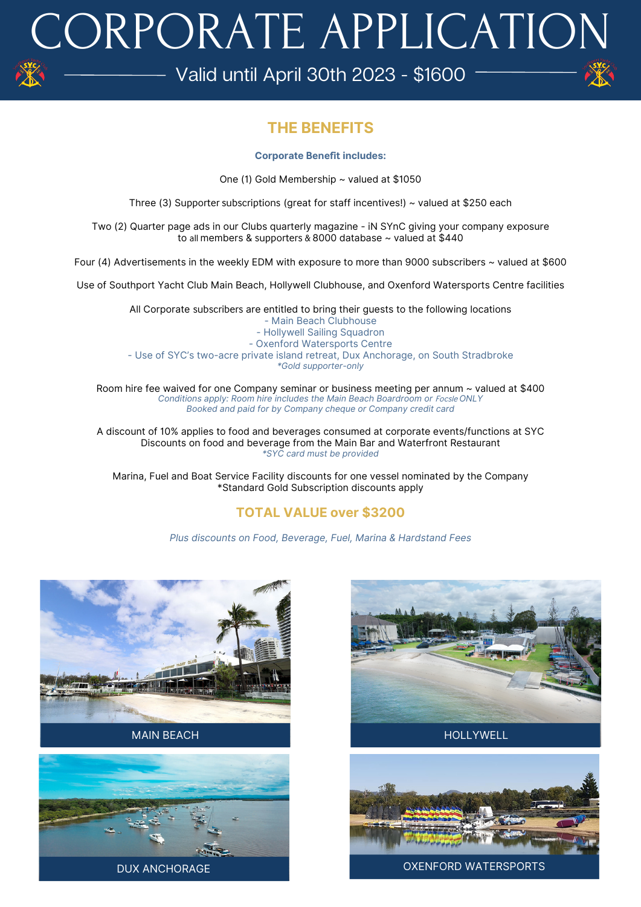# CORPORATE APPLICATION

Valid until April 30th 2023 - $1600

## THE BENEFITS

**Corporate Benefit includes:**

One (1) Gold Membership ~ valued at $1050

Three (3) Supporter subscriptions (great for staff incentives!) ~ valued at $250 each

Two (2) Quarter page ads in our Clubs quarterly magazine - iN SYnC giving your company exposure to all members & supporters & 8000 database ~ valued at $440

Four (4) Advertisements in the weekly EDM with exposure to more than 9000 subscribers ~ valued at $600

Use of Southport Yacht Club Main Beach, Hollywell Clubhouse, and Oxenford Watersports Centre facilities

All Corporate subscribers are entitled to bring their guests to the following locations
- Main Beach Clubhouse
- Hollywell Sailing Squadron
- Oxenford Watersports Centre
- Use of SYC's two-acre private island retreat, Dux Anchorage, on South Stradbroke

*\*Gold supporter-only*

Room hire fee waived for one Company seminar or business meeting per annum ~ valued at $400
*Conditions apply: Room hire includes the Main Beach Boardroom or Focsle ONLY*
*Booked and paid for by Company cheque or Company credit card*

A discount of 10% applies to food and beverages consumed at corporate events/functions at SYC
Discounts on food and beverage from the Main Bar and Waterfront Restaurant
*\*SYC card must be provided*

Marina, Fuel and Boat Service Facility discounts for one vessel nominated by the Company
*Standard Gold Subscription discounts apply

## TOTAL VALUE over $3200

*Plus discounts on Food, Beverage, Fuel, Marina & Hardstand Fees*

MAIN BEACH

HOLLYWELL

DUX ANCHORAGE

OXENFORD WATERSPORTS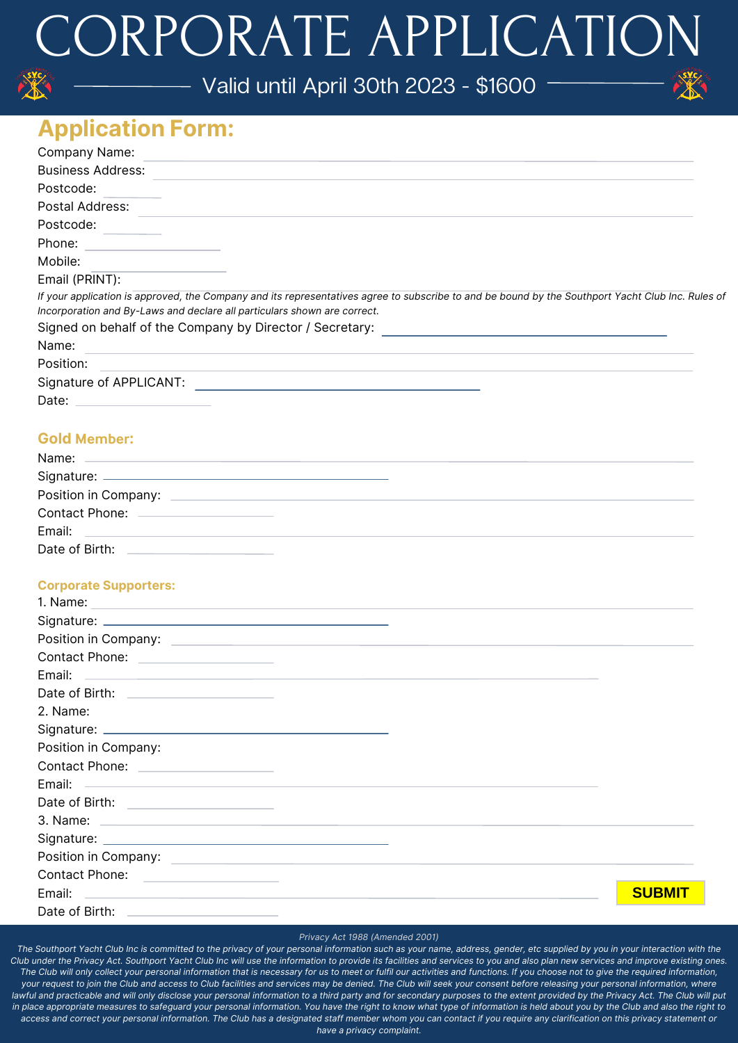# CORPORATE APPLICATION

Valid until April 30th 2023 - $1600

## Application Form:

Company Name: ______________________________

Business Address: ______________________________

Postcode: __________

Postal Address: ______________________________

Postcode: __________

Phone: ____________________

Mobile: ____________________

Email (PRINT): ______________________________

*If your application is approved, the Company and its representatives agree to subscribe to and be bound by the Southport Yacht Club Inc. Rules of Incorporation and By-Laws and declare all particulars shown are correct.*

Signed on behalf of the Company by Director / Secretary: ______________________________

Name: ______________________________

Position: ______________________________

Signature of APPLICANT: ______________________________

Date: ____________________

### Gold Member:

Name: ______________________________

Signature: ______________________________

Position in Company: ______________________________

Contact Phone: ____________________

Email: ______________________________

Date of Birth: ____________________

### Corporate Supporters:

1. Name: ______________________________

Signature: ______________________________

Position in Company: ______________________________

Contact Phone: ____________________

Email: ______________________________

Date of Birth: ____________________

2. Name:

Signature: ______________________________

Position in Company:

Contact Phone: ____________________

Email: ______________________________

Date of Birth: ____________________

3. Name: ______________________________

Signature: ______________________________

Position in Company: ______________________________

Contact Phone: ____________________

Email: ______________________________

Date of Birth: ____________________

**SUBMIT**

*Privacy Act 1988 (Amended 2001)*

*The Southport Yacht Club Inc is committed to the privacy of your personal information such as your name, address, gender, etc supplied by you in your interaction with the Club under the Privacy Act. Southport Yacht Club Inc will use the information to provide its facilities and services to you and also plan new services and improve existing ones. The Club will only collect your personal information that is necessary for us to meet or fulfil our activities and functions. If you choose not to give the required information, your request to join the Club and access to Club facilities and services may be denied. The Club will seek your consent before releasing your personal information, where lawful and practicable and will only disclose your personal information to a third party and for secondary purposes to the extent provided by the Privacy Act. The Club will put in place appropriate measures to safeguard your personal information. You have the right to know what type of information is held about you by the Club and also the right to access and correct your personal information. The Club has a designated staff member whom you can contact if you require any clarification on this privacy statement or have a privacy complaint.*